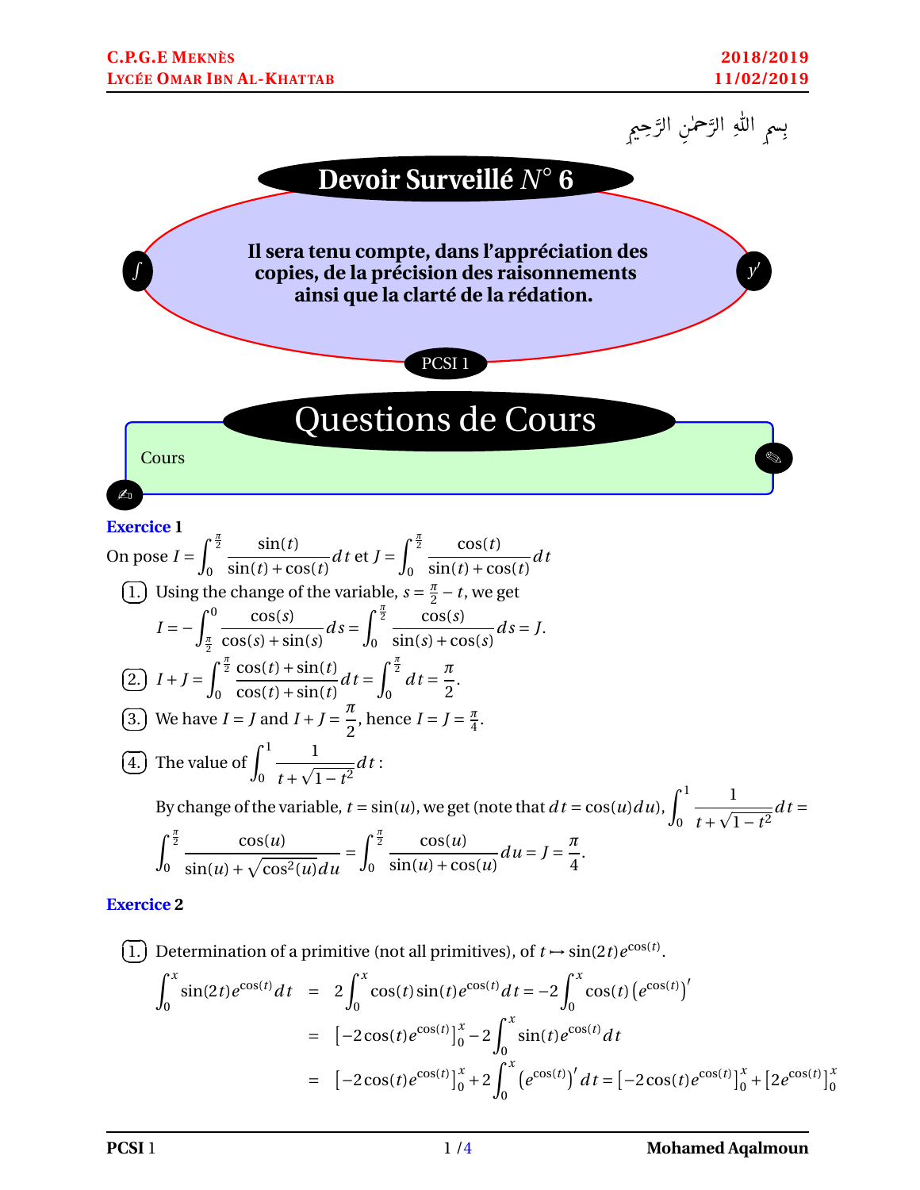بِسمِ اللَّهِ الرَّحمٰنِ الرَّحِيمِ

# Devoir Surveillé $N^\circ$ 6

**Il sera tenu compte, dans l'appréciation des copies, de la précision des raisonnements ainsi que la clarté de la rédation.**

PCSI 1

## Questions de Cours

Cours

### Exercice 1

On pose $I = \displaystyle\int_0^{\frac{\pi}{2}} \frac{\sin(t)}{\sin(t)+\cos(t)}\,dt$ et $J = \displaystyle\int_0^{\frac{\pi}{2}} \frac{\cos(t)}{\sin(t)+\cos(t)}\,dt$

1. Using the change of the variable, $s = \frac{\pi}{2} - t$, we get
$$I = -\int_{\frac{\pi}{2}}^{0} \frac{\cos(s)}{\cos(s)+\sin(s)}\,ds = \int_0^{\frac{\pi}{2}} \frac{\cos(s)}{\sin(s)+\cos(s)}\,ds = J.$$

2. $I + J = \displaystyle\int_0^{\frac{\pi}{2}} \frac{\cos(t)+\sin(t)}{\cos(t)+\sin(t)}\,dt = \int_0^{\frac{\pi}{2}} dt = \frac{\pi}{2}.$

3. We have $I = J$ and $I + J = \dfrac{\pi}{2}$, hence $I = J = \frac{\pi}{4}$.

4. The value of $\displaystyle\int_0^1 \frac{1}{t+\sqrt{1-t^2}}\,dt$ :

   By change of the variable, $t = \sin(u)$, we get (note that $dt = \cos(u)du$), $\displaystyle\int_0^1 \frac{1}{t+\sqrt{1-t^2}}\,dt =$
$$\int_0^{\frac{\pi}{2}} \frac{\cos(u)}{\sin(u)+\sqrt{\cos^2(u)}du} = \int_0^{\frac{\pi}{2}} \frac{\cos(u)}{\sin(u)+\cos(u)}\,du = J = \frac{\pi}{4}.$$

### Exercice 2

1. Determination of a primitive (not all primitives), of $t \mapsto \sin(2t)e^{\cos(t)}$.

$$\begin{aligned}
\int_0^x \sin(2t)e^{\cos(t)}\,dt &= 2\int_0^x \cos(t)\sin(t)e^{\cos(t)}\,dt = -2\int_0^x \cos(t)\left(e^{\cos(t)}\right)' \\
&= \left[-2\cos(t)e^{\cos(t)}\right]_0^x - 2\int_0^x \sin(t)e^{\cos(t)}\,dt \\
&= \left[-2\cos(t)e^{\cos(t)}\right]_0^x + 2\int_0^x \left(e^{\cos(t)}\right)'\,dt = \left[-2\cos(t)e^{\cos(t)}\right]_0^x + \left[2e^{\cos(t)}\right]_0^x
\end{aligned}$$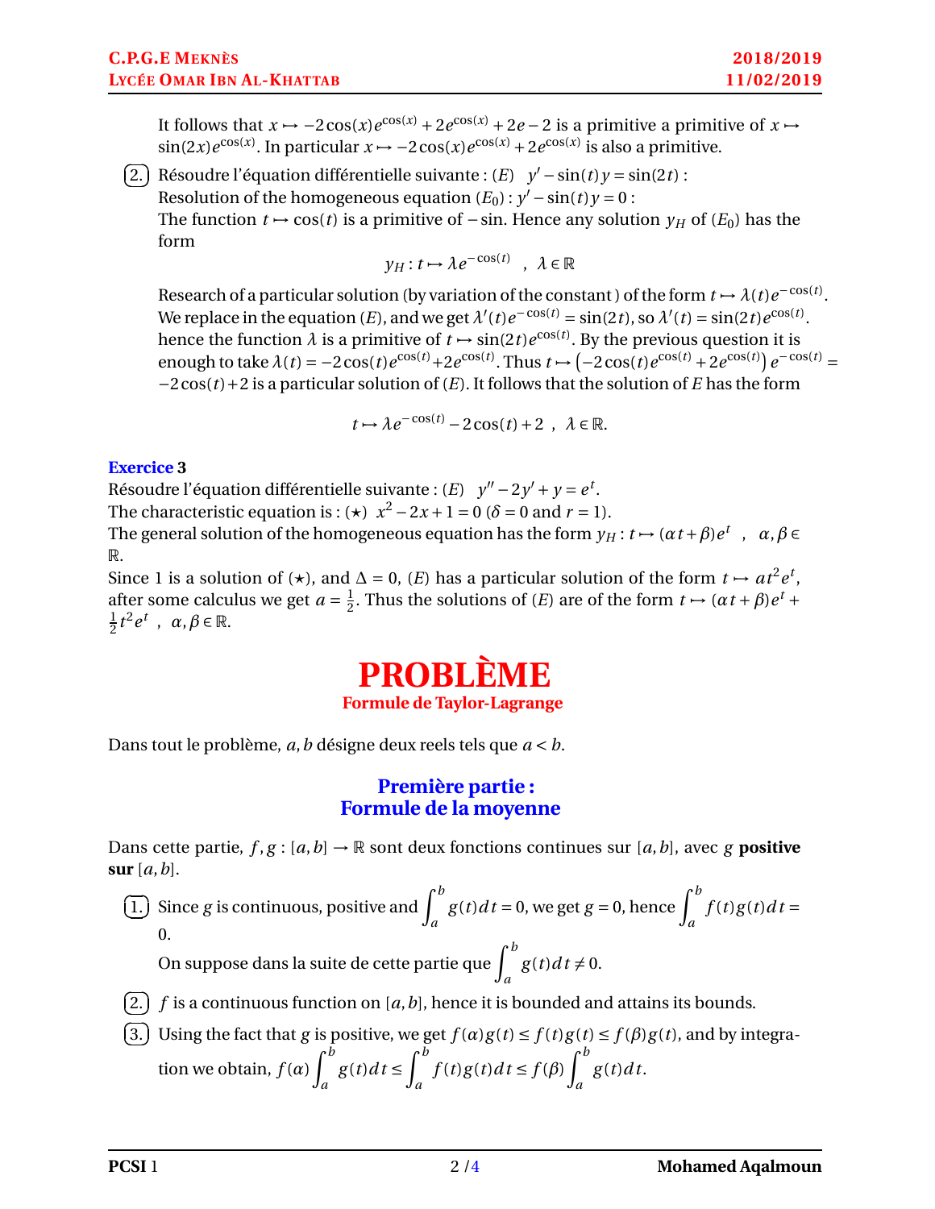It follows that $x \mapsto -2\cos(x)e^{\cos(x)} + 2e^{\cos(x)} + 2e - 2$ is a primitive a primitive of $x \mapsto \sin(2x)e^{\cos(x)}$. In particular $x \mapsto -2\cos(x)e^{\cos(x)} + 2e^{\cos(x)}$ is also a primitive.

2. Résoudre l'équation différentielle suivante : $(E) \quad y' - \sin(t)y = \sin(2t)$ :
   Resolution of the homogeneous equation $(E_0) : y' - \sin(t)y = 0$ :
   The function $t \mapsto \cos(t)$ is a primitive of $-\sin$. Hence any solution $y_H$ of $(E_0)$ has the form

$$y_H : t \mapsto \lambda e^{-\cos(t)} \quad , \quad \lambda \in \mathbb{R}$$

   Research of a particular solution (by variation of the constant ) of the form $t \mapsto \lambda(t)e^{-\cos(t)}$. We replace in the equation $(E)$, and we get $\lambda'(t)e^{-\cos(t)} = \sin(2t)$, so $\lambda'(t) = \sin(2t)e^{\cos(t)}$. hence the function $\lambda$ is a primitive of $t \mapsto \sin(2t)e^{\cos(t)}$. By the previous question it is enough to take $\lambda(t) = -2\cos(t)e^{\cos(t)} + 2e^{\cos(t)}$. Thus $t \mapsto \left(-2\cos(t)e^{\cos(t)} + 2e^{\cos(t)}\right)e^{-\cos(t)} = -2\cos(t) + 2$ is a particular solution of $(E)$. It follows that the solution of $E$ has the form

$$t \mapsto \lambda e^{-\cos(t)} - 2\cos(t) + 2 \quad , \quad \lambda \in \mathbb{R}.$$

**Exercice 3**

Résoudre l'équation différentielle suivante : $(E) \quad y'' - 2y' + y = e^t$.
The characteristic equation is : $(\star) \quad x^2 - 2x + 1 = 0$ ($\delta = 0$ and $r = 1$).
The general solution of the homogeneous equation has the form $y_H : t \mapsto (\alpha t + \beta)e^t \quad , \quad \alpha, \beta \in \mathbb{R}$.
Since 1 is a solution of $(\star)$, and $\Delta = 0$, $(E)$ has a particular solution of the form $t \mapsto at^2e^t$, after some calculus we get $a = \frac{1}{2}$. Thus the solutions of $(E)$ are of the form $t \mapsto (\alpha t + \beta)e^t + \frac{1}{2}t^2e^t \quad , \quad \alpha, \beta \in \mathbb{R}$.

# PROBLÈME

**Formule de Taylor-Lagrange**

Dans tout le problème, $a, b$ désigne deux reels tels que $a < b$.

## Première partie : Formule de la moyenne

Dans cette partie, $f, g : [a, b] \to \mathbb{R}$ sont deux fonctions continues sur $[a, b]$, avec $g$ **positive sur** $[a, b]$.

1. Since $g$ is continuous, positive and $\displaystyle\int_a^b g(t)\,dt = 0$, we get $g = 0$, hence $\displaystyle\int_a^b f(t)g(t)\,dt = 0$.

   On suppose dans la suite de cette partie que $\displaystyle\int_a^b g(t)\,dt \neq 0$.

2. $f$ is a continuous function on $[a, b]$, hence it is bounded and attains its bounds.

3. Using the fact that $g$ is positive, we get $f(\alpha)g(t) \leq f(t)g(t) \leq f(\beta)g(t)$, and by integration we obtain, $f(\alpha)\displaystyle\int_a^b g(t)\,dt \leq \int_a^b f(t)g(t)\,dt \leq f(\beta)\int_a^b g(t)\,dt$.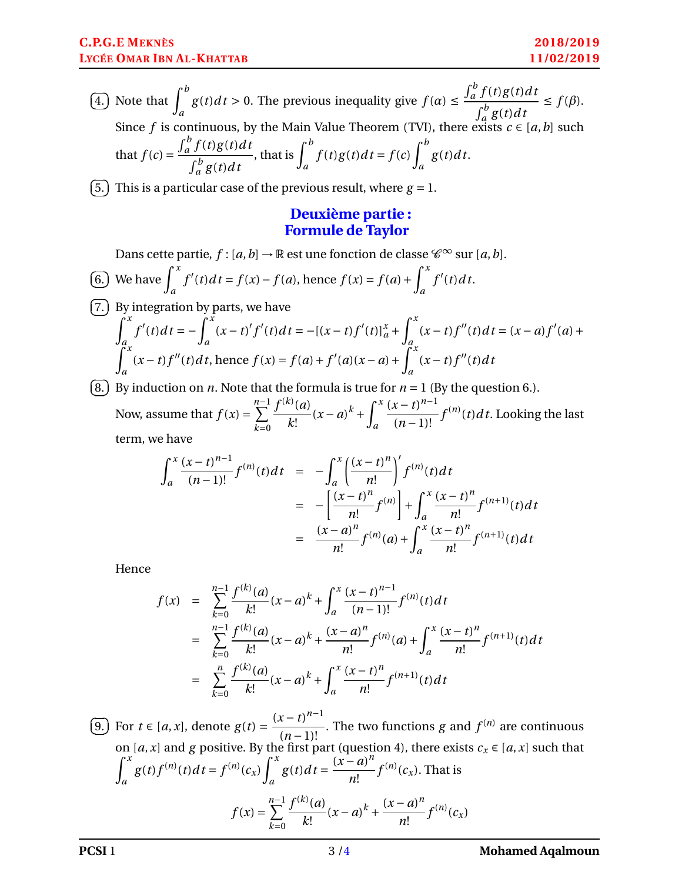4. Note that $\int_a^b g(t)dt > 0$. The previous inequality give $f(\alpha) \leq \dfrac{\int_a^b f(t)g(t)dt}{\int_a^b g(t)dt} \leq f(\beta)$. Since $f$ is continuous, by the Main Value Theorem (TVI), there exists $c \in [a,b]$ such that $f(c) = \dfrac{\int_a^b f(t)g(t)dt}{\int_a^b g(t)dt}$, that is $\int_a^b f(t)g(t)dt = f(c)\int_a^b g(t)dt$.

5. This is a particular case of the previous result, where $g = 1$.

## Deuxième partie : Formule de Taylor

Dans cette partie, $f : [a,b] \to \mathbb{R}$ est une fonction de classe $\mathscr{C}^\infty$ sur $[a,b]$.

6. We have $\int_a^x f'(t)dt = f(x) - f(a)$, hence $f(x) = f(a) + \int_a^x f'(t)dt$.

7. By integration by parts, we have
$\int_a^x f'(t)dt = -\int_a^x (x-t)'f'(t)dt = -[(x-t)f'(t)]_a^x + \int_a^x (x-t)f''(t)dt = (x-a)f'(a) + \int_a^x (x-t)f''(t)dt$, hence $f(x) = f(a) + f'(a)(x-a) + \int_a^x (x-t)f''(t)dt$

8. By induction on $n$. Note that the formula is true for $n = 1$ (By the question 6.).
Now, assume that $f(x) = \sum_{k=0}^{n-1} \dfrac{f^{(k)}(a)}{k!}(x-a)^k + \int_a^x \dfrac{(x-t)^{n-1}}{(n-1)!}f^{(n)}(t)dt$. Looking the last term, we have

$$\begin{aligned}
\int_a^x \frac{(x-t)^{n-1}}{(n-1)!}f^{(n)}(t)dt &= -\int_a^x \left(\frac{(x-t)^n}{n!}\right)' f^{(n)}(t)dt \\
&= -\left[\frac{(x-t)^n}{n!}f^{(n)}\right] + \int_a^x \frac{(x-t)^n}{n!}f^{(n+1)}(t)dt \\
&= \frac{(x-a)^n}{n!}f^{(n)}(a) + \int_a^x \frac{(x-t)^n}{n!}f^{(n+1)}(t)dt
\end{aligned}$$

Hence

$$\begin{aligned}
f(x) &= \sum_{k=0}^{n-1} \frac{f^{(k)}(a)}{k!}(x-a)^k + \int_a^x \frac{(x-t)^{n-1}}{(n-1)!}f^{(n)}(t)dt \\
&= \sum_{k=0}^{n-1} \frac{f^{(k)}(a)}{k!}(x-a)^k + \frac{(x-a)^n}{n!}f^{(n)}(a) + \int_a^x \frac{(x-t)^n}{n!}f^{(n+1)}(t)dt \\
&= \sum_{k=0}^{n} \frac{f^{(k)}(a)}{k!}(x-a)^k + \int_a^x \frac{(x-t)^n}{n!}f^{(n+1)}(t)dt
\end{aligned}$$

9. For $t \in [a,x]$, denote $g(t) = \dfrac{(x-t)^{n-1}}{(n-1)!}$. The two functions $g$ and $f^{(n)}$ are continuous on $[a,x]$ and $g$ positive. By the first part (question 4), there exists $c_x \in [a,x]$ such that $\int_a^x g(t)f^{(n)}(t)dt = f^{(n)}(c_x)\int_a^x g(t)dt = \dfrac{(x-a)^n}{n!}f^{(n)}(c_x)$. That is

$$f(x) = \sum_{k=0}^{n-1} \frac{f^{(k)}(a)}{k!}(x-a)^k + \frac{(x-a)^n}{n!}f^{(n)}(c_x)$$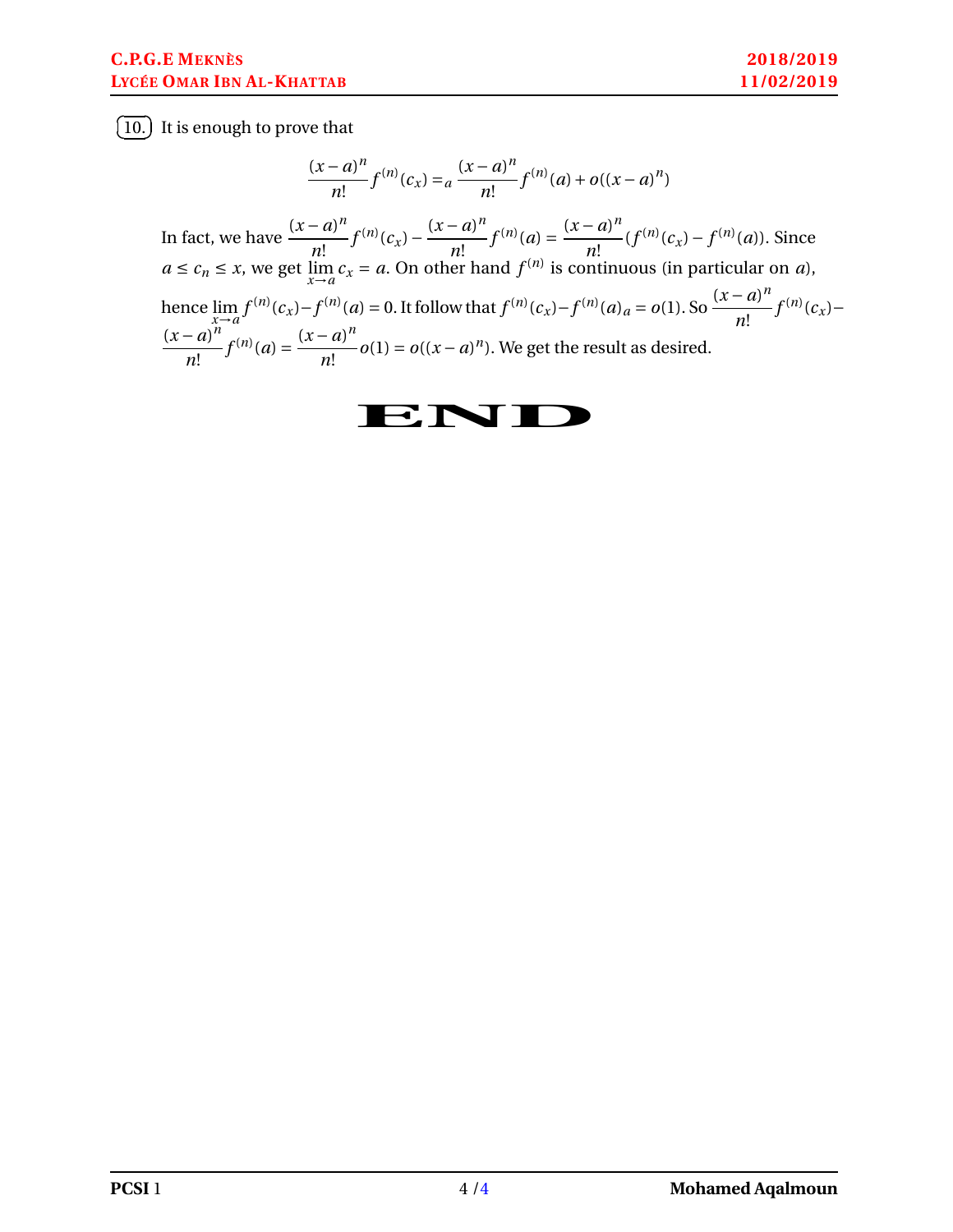**10.** It is enough to prove that

$$\frac{(x-a)^n}{n!} f^{(n)}(c_x) =_a \frac{(x-a)^n}{n!} f^{(n)}(a) + o((x-a)^n)$$

In fact, we have $\dfrac{(x-a)^n}{n!} f^{(n)}(c_x) - \dfrac{(x-a)^n}{n!} f^{(n)}(a) = \dfrac{(x-a)^n}{n!}(f^{(n)}(c_x) - f^{(n)}(a))$. Since $a \leq c_n \leq x$, we get $\lim\limits_{x \to a} c_x = a$. On other hand $f^{(n)}$ is continuous (in particular on $a$), hence $\lim\limits_{x \to a} f^{(n)}(c_x) - f^{(n)}(a) = 0$. It follow that $f^{(n)}(c_x) - f^{(n)}(a)_a = o(1)$. So $\dfrac{(x-a)^n}{n!} f^{(n)}(c_x) - \dfrac{(x-a)^n}{n!} f^{(n)}(a) = \dfrac{(x-a)^n}{n!} o(1) = o((x-a)^n)$. We get the result as desired.

**END**